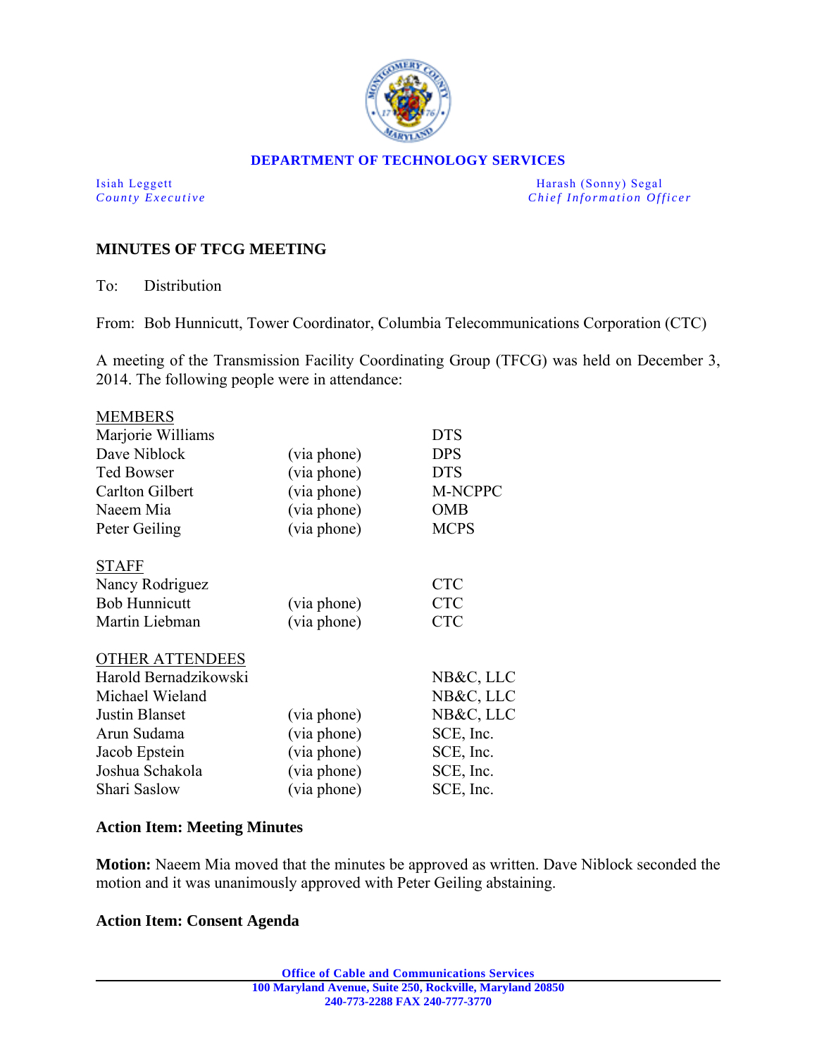**DEPARTMENT OF TECHNOLOGY SERVICES**

Isiah Leggett
*County Executive*

Harash (Sonny) Segal
*Chief Information Officer*

## MINUTES OF TFCG MEETING

To: Distribution

From: Bob Hunnicutt, Tower Coordinator, Columbia Telecommunications Corporation (CTC)

A meeting of the Transmission Facility Coordinating Group (TFCG) was held on December 3, 2014. The following people were in attendance:

| MEMBERS | | |
|---|---|---|
| Marjorie Williams | | DTS |
| Dave Niblock | (via phone) | DPS |
| Ted Bowser | (via phone) | DTS |
| Carlton Gilbert | (via phone) | M-NCPPC |
| Naeem Mia | (via phone) | OMB |
| Peter Geiling | (via phone) | MCPS |

| STAFF | | |
|---|---|---|
| Nancy Rodriguez | | CTC |
| Bob Hunnicutt | (via phone) | CTC |
| Martin Liebman | (via phone) | CTC |

| OTHER ATTENDEES | | |
|---|---|---|
| Harold Bernadzikowski | | NB&C, LLC |
| Michael Wieland | | NB&C, LLC |
| Justin Blanset | (via phone) | NB&C, LLC |
| Arun Sudama | (via phone) | SCE, Inc. |
| Jacob Epstein | (via phone) | SCE, Inc. |
| Joshua Schakola | (via phone) | SCE, Inc. |
| Shari Saslow | (via phone) | SCE, Inc. |

**Action Item: Meeting Minutes**

**Motion:** Naeem Mia moved that the minutes be approved as written. Dave Niblock seconded the motion and it was unanimously approved with Peter Geiling abstaining.

**Action Item: Consent Agenda**

**Office of Cable and Communications Services**
**100 Maryland Avenue, Suite 250, Rockville, Maryland 20850**
**240-773-2288 FAX 240-777-3770**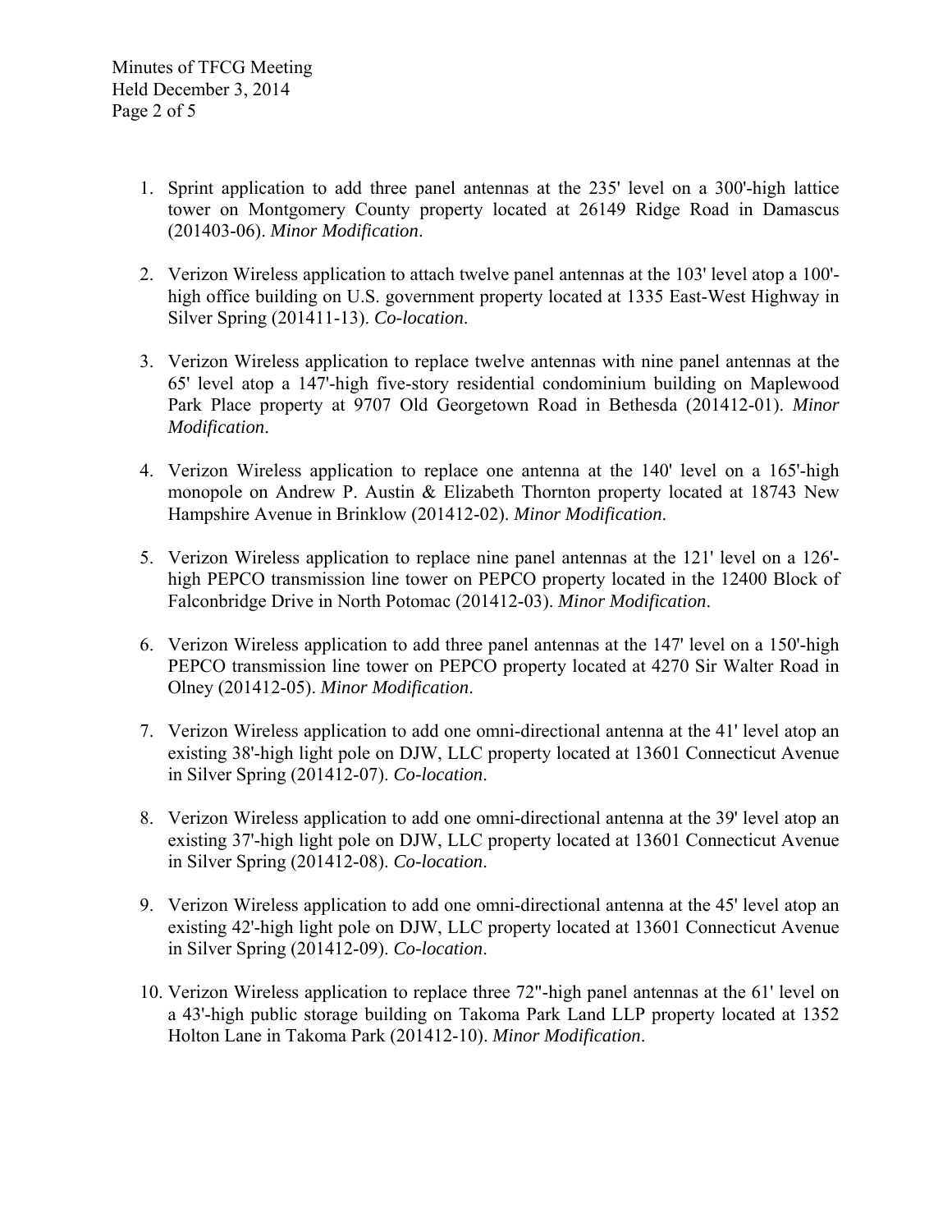1. Sprint application to add three panel antennas at the 235' level on a 300'-high lattice tower on Montgomery County property located at 26149 Ridge Road in Damascus (201403-06). *Minor Modification*.

2. Verizon Wireless application to attach twelve panel antennas at the 103' level atop a 100'-high office building on U.S. government property located at 1335 East-West Highway in Silver Spring (201411-13). *Co-location*.

3. Verizon Wireless application to replace twelve antennas with nine panel antennas at the 65' level atop a 147'-high five-story residential condominium building on Maplewood Park Place property at 9707 Old Georgetown Road in Bethesda (201412-01). *Minor Modification*.

4. Verizon Wireless application to replace one antenna at the 140' level on a 165'-high monopole on Andrew P. Austin & Elizabeth Thornton property located at 18743 New Hampshire Avenue in Brinklow (201412-02). *Minor Modification*.

5. Verizon Wireless application to replace nine panel antennas at the 121' level on a 126'-high PEPCO transmission line tower on PEPCO property located in the 12400 Block of Falconbridge Drive in North Potomac (201412-03). *Minor Modification*.

6. Verizon Wireless application to add three panel antennas at the 147' level on a 150'-high PEPCO transmission line tower on PEPCO property located at 4270 Sir Walter Road in Olney (201412-05). *Minor Modification*.

7. Verizon Wireless application to add one omni-directional antenna at the 41' level atop an existing 38'-high light pole on DJW, LLC property located at 13601 Connecticut Avenue in Silver Spring (201412-07). *Co-location*.

8. Verizon Wireless application to add one omni-directional antenna at the 39' level atop an existing 37'-high light pole on DJW, LLC property located at 13601 Connecticut Avenue in Silver Spring (201412-08). *Co-location*.

9. Verizon Wireless application to add one omni-directional antenna at the 45' level atop an existing 42'-high light pole on DJW, LLC property located at 13601 Connecticut Avenue in Silver Spring (201412-09). *Co-location*.

10. Verizon Wireless application to replace three 72"-high panel antennas at the 61' level on a 43'-high public storage building on Takoma Park Land LLP property located at 1352 Holton Lane in Takoma Park (201412-10). *Minor Modification*.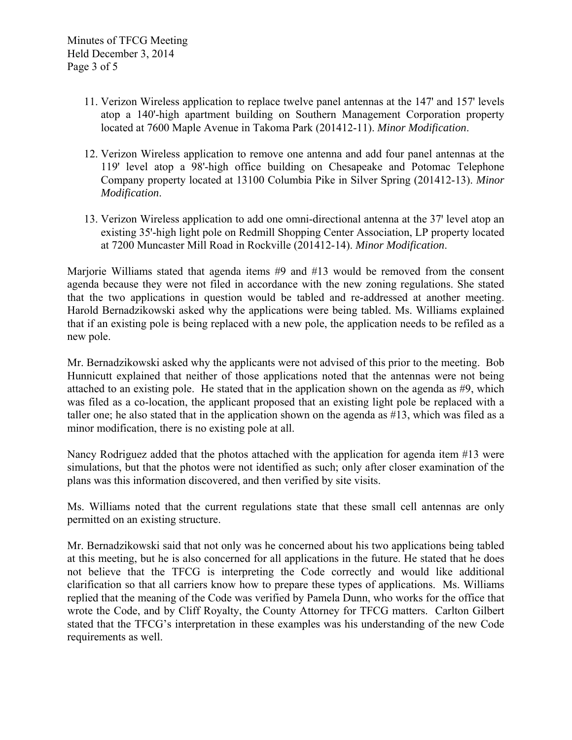11. Verizon Wireless application to replace twelve panel antennas at the 147' and 157' levels atop a 140'-high apartment building on Southern Management Corporation property located at 7600 Maple Avenue in Takoma Park (201412-11). *Minor Modification*.

12. Verizon Wireless application to remove one antenna and add four panel antennas at the 119' level atop a 98'-high office building on Chesapeake and Potomac Telephone Company property located at 13100 Columbia Pike in Silver Spring (201412-13). *Minor Modification*.

13. Verizon Wireless application to add one omni-directional antenna at the 37' level atop an existing 35'-high light pole on Redmill Shopping Center Association, LP property located at 7200 Muncaster Mill Road in Rockville (201412-14). *Minor Modification*.

Marjorie Williams stated that agenda items #9 and #13 would be removed from the consent agenda because they were not filed in accordance with the new zoning regulations. She stated that the two applications in question would be tabled and re-addressed at another meeting. Harold Bernadzikowski asked why the applications were being tabled. Ms. Williams explained that if an existing pole is being replaced with a new pole, the application needs to be refiled as a new pole.

Mr. Bernadzikowski asked why the applicants were not advised of this prior to the meeting. Bob Hunnicutt explained that neither of those applications noted that the antennas were not being attached to an existing pole. He stated that in the application shown on the agenda as #9, which was filed as a co-location, the applicant proposed that an existing light pole be replaced with a taller one; he also stated that in the application shown on the agenda as #13, which was filed as a minor modification, there is no existing pole at all.

Nancy Rodriguez added that the photos attached with the application for agenda item #13 were simulations, but that the photos were not identified as such; only after closer examination of the plans was this information discovered, and then verified by site visits.

Ms. Williams noted that the current regulations state that these small cell antennas are only permitted on an existing structure.

Mr. Bernadzikowski said that not only was he concerned about his two applications being tabled at this meeting, but he is also concerned for all applications in the future. He stated that he does not believe that the TFCG is interpreting the Code correctly and would like additional clarification so that all carriers know how to prepare these types of applications. Ms. Williams replied that the meaning of the Code was verified by Pamela Dunn, who works for the office that wrote the Code, and by Cliff Royalty, the County Attorney for TFCG matters. Carlton Gilbert stated that the TFCG's interpretation in these examples was his understanding of the new Code requirements as well.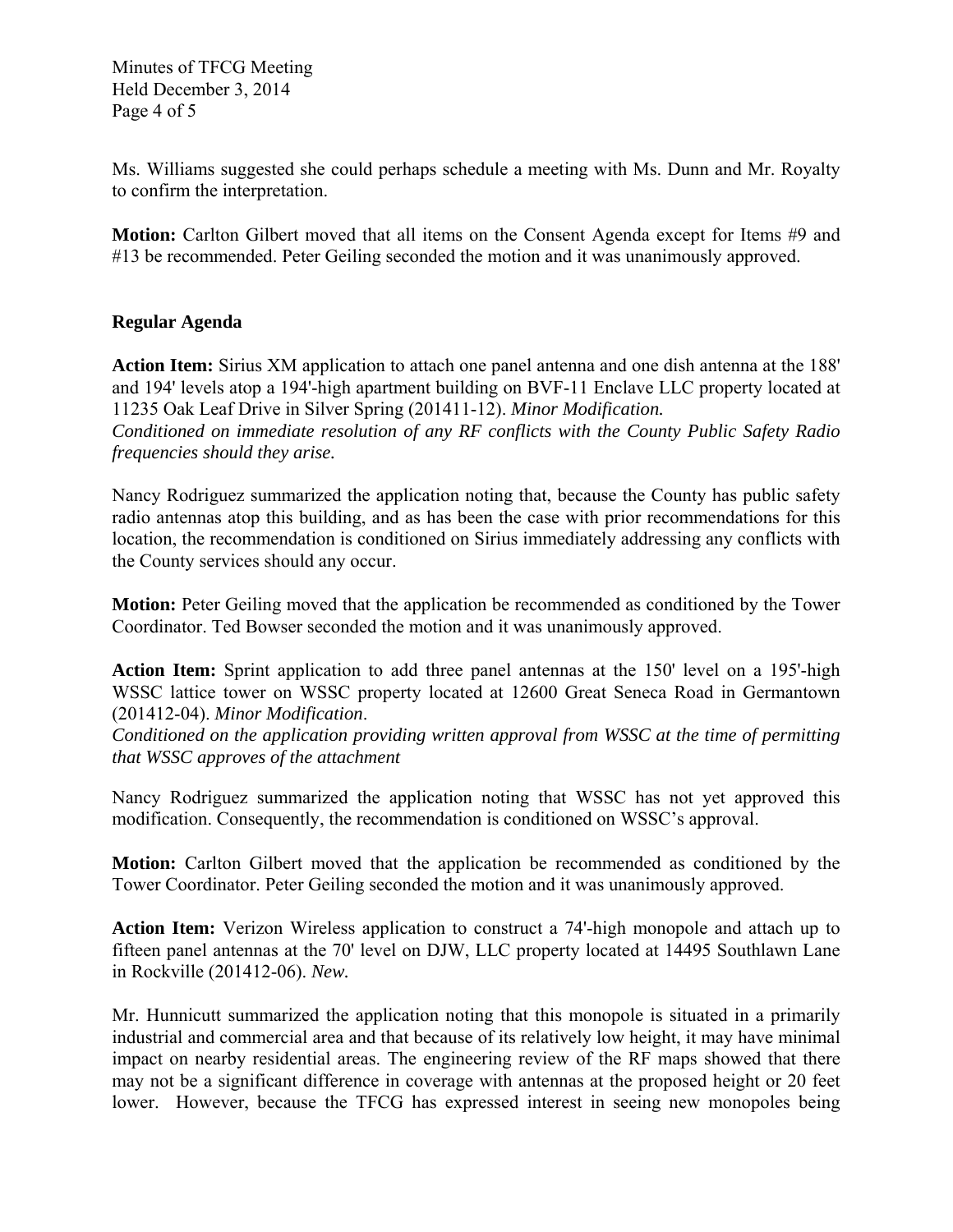Ms. Williams suggested she could perhaps schedule a meeting with Ms. Dunn and Mr. Royalty to confirm the interpretation.

**Motion:** Carlton Gilbert moved that all items on the Consent Agenda except for Items #9 and #13 be recommended. Peter Geiling seconded the motion and it was unanimously approved.

## Regular Agenda

**Action Item:** Sirius XM application to attach one panel antenna and one dish antenna at the 188' and 194' levels atop a 194'-high apartment building on BVF-11 Enclave LLC property located at 11235 Oak Leaf Drive in Silver Spring (201411-12). *Minor Modification.*
*Conditioned on immediate resolution of any RF conflicts with the County Public Safety Radio frequencies should they arise.*

Nancy Rodriguez summarized the application noting that, because the County has public safety radio antennas atop this building, and as has been the case with prior recommendations for this location, the recommendation is conditioned on Sirius immediately addressing any conflicts with the County services should any occur.

**Motion:** Peter Geiling moved that the application be recommended as conditioned by the Tower Coordinator. Ted Bowser seconded the motion and it was unanimously approved.

**Action Item:** Sprint application to add three panel antennas at the 150' level on a 195'-high WSSC lattice tower on WSSC property located at 12600 Great Seneca Road in Germantown (201412-04). *Minor Modification*.
*Conditioned on the application providing written approval from WSSC at the time of permitting that WSSC approves of the attachment*

Nancy Rodriguez summarized the application noting that WSSC has not yet approved this modification. Consequently, the recommendation is conditioned on WSSC's approval.

**Motion:** Carlton Gilbert moved that the application be recommended as conditioned by the Tower Coordinator. Peter Geiling seconded the motion and it was unanimously approved.

**Action Item:** Verizon Wireless application to construct a 74'-high monopole and attach up to fifteen panel antennas at the 70' level on DJW, LLC property located at 14495 Southlawn Lane in Rockville (201412-06). *New.*

Mr. Hunnicutt summarized the application noting that this monopole is situated in a primarily industrial and commercial area and that because of its relatively low height, it may have minimal impact on nearby residential areas. The engineering review of the RF maps showed that there may not be a significant difference in coverage with antennas at the proposed height or 20 feet lower. However, because the TFCG has expressed interest in seeing new monopoles being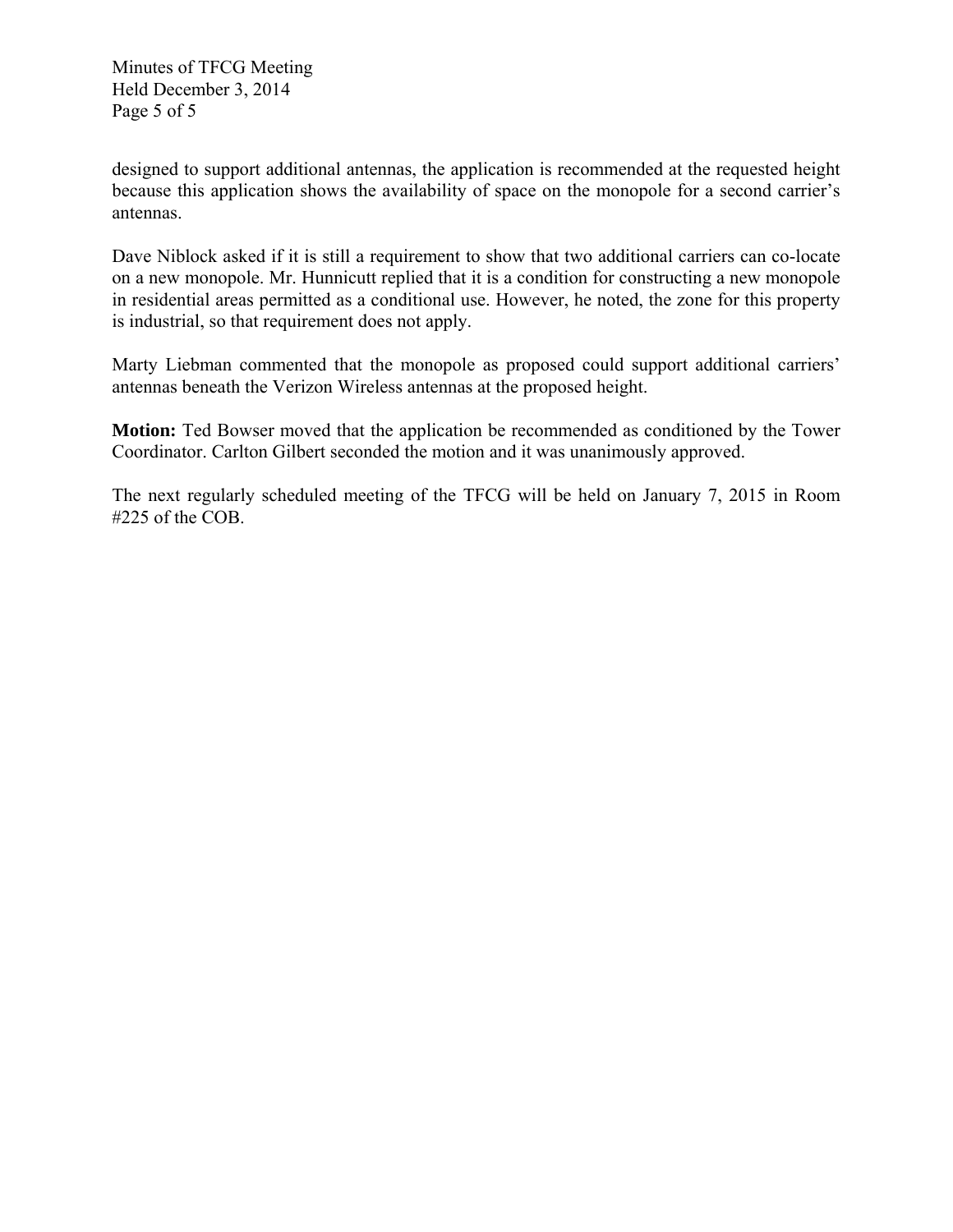designed to support additional antennas, the application is recommended at the requested height because this application shows the availability of space on the monopole for a second carrier's antennas.

Dave Niblock asked if it is still a requirement to show that two additional carriers can co-locate on a new monopole. Mr. Hunnicutt replied that it is a condition for constructing a new monopole in residential areas permitted as a conditional use. However, he noted, the zone for this property is industrial, so that requirement does not apply.

Marty Liebman commented that the monopole as proposed could support additional carriers' antennas beneath the Verizon Wireless antennas at the proposed height.

**Motion:** Ted Bowser moved that the application be recommended as conditioned by the Tower Coordinator. Carlton Gilbert seconded the motion and it was unanimously approved.

The next regularly scheduled meeting of the TFCG will be held on January 7, 2015 in Room #225 of the COB.